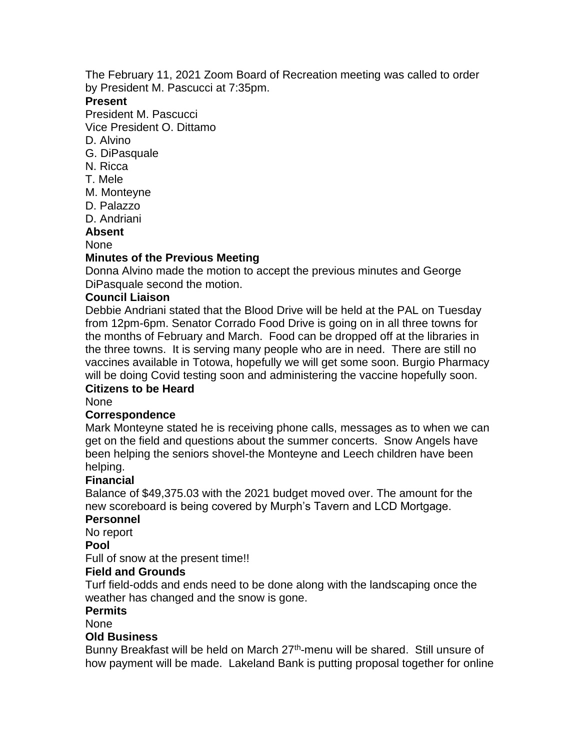The February 11, 2021 Zoom Board of Recreation meeting was called to order by President M. Pascucci at 7:35pm.

**Present**

President M. Pascucci
Vice President O. Dittamo
D. Alvino
G. DiPasquale
N. Ricca
T. Mele
M. Monteyne
D. Palazzo
D. Andriani

**Absent**

None

**Minutes of the Previous Meeting**

Donna Alvino made the motion to accept the previous minutes and George DiPasquale second the motion.

**Council Liaison**

Debbie Andriani stated that the Blood Drive will be held at the PAL on Tuesday from 12pm-6pm. Senator Corrado Food Drive is going on in all three towns for the months of February and March. Food can be dropped off at the libraries in the three towns. It is serving many people who are in need. There are still no vaccines available in Totowa, hopefully we will get some soon. Burgio Pharmacy will be doing Covid testing soon and administering the vaccine hopefully soon.

**Citizens to be Heard**

None

**Correspondence**

Mark Monteyne stated he is receiving phone calls, messages as to when we can get on the field and questions about the summer concerts. Snow Angels have been helping the seniors shovel-the Monteyne and Leech children have been helping.

**Financial**

Balance of $49,375.03 with the 2021 budget moved over. The amount for the new scoreboard is being covered by Murph's Tavern and LCD Mortgage.

**Personnel**

No report

**Pool**

Full of snow at the present time!!

**Field and Grounds**

Turf field-odds and ends need to be done along with the landscaping once the weather has changed and the snow is gone.

**Permits**

None

**Old Business**

Bunny Breakfast will be held on March 27th-menu will be shared. Still unsure of how payment will be made. Lakeland Bank is putting proposal together for online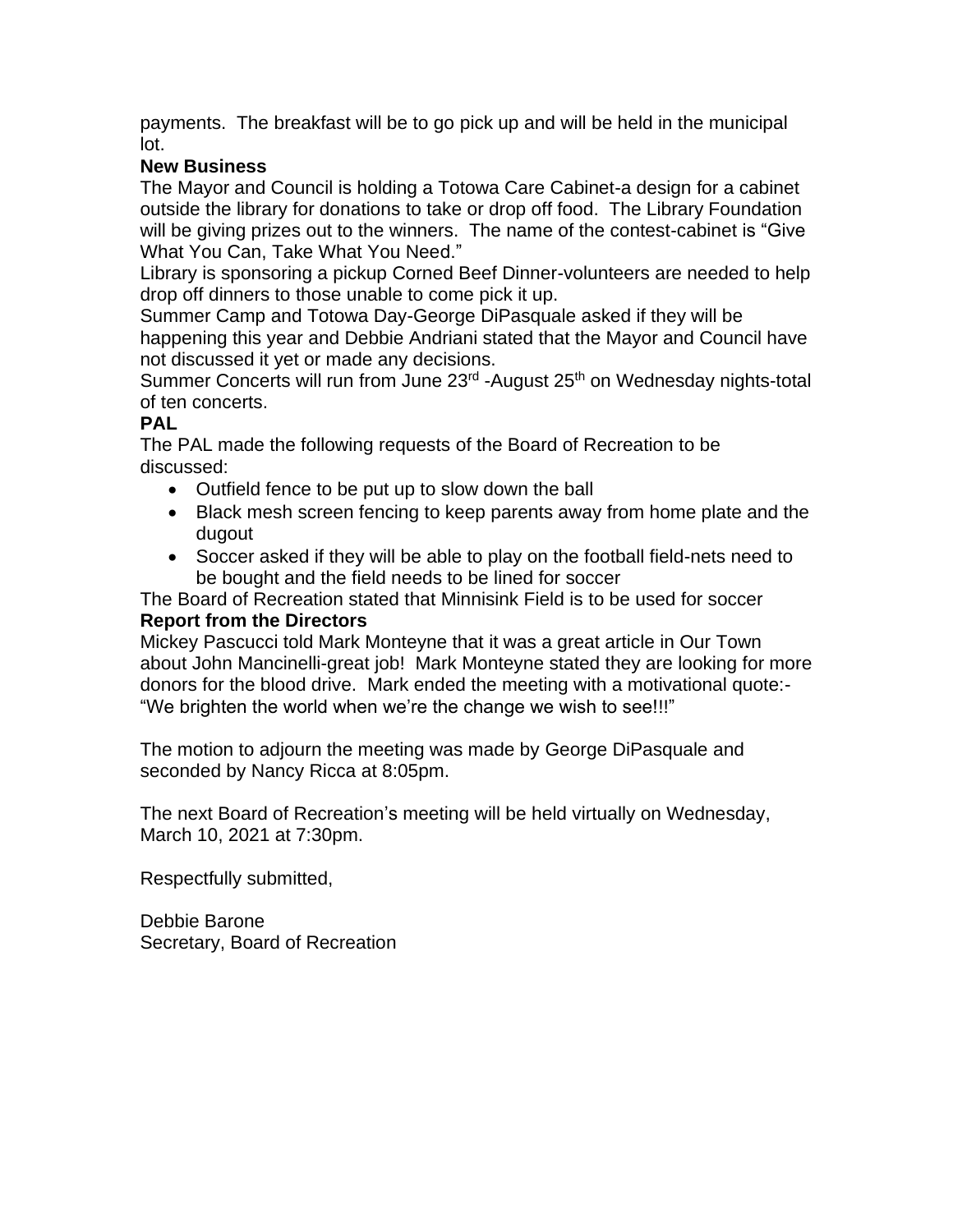payments. The breakfast will be to go pick up and will be held in the municipal lot.

**New Business**

The Mayor and Council is holding a Totowa Care Cabinet-a design for a cabinet outside the library for donations to take or drop off food. The Library Foundation will be giving prizes out to the winners. The name of the contest-cabinet is "Give What You Can, Take What You Need."

Library is sponsoring a pickup Corned Beef Dinner-volunteers are needed to help drop off dinners to those unable to come pick it up.

Summer Camp and Totowa Day-George DiPasquale asked if they will be happening this year and Debbie Andriani stated that the Mayor and Council have not discussed it yet or made any decisions.

Summer Concerts will run from June 23rd -August 25th on Wednesday nights-total of ten concerts.

**PAL**

The PAL made the following requests of the Board of Recreation to be discussed:

- Outfield fence to be put up to slow down the ball
- Black mesh screen fencing to keep parents away from home plate and the dugout
- Soccer asked if they will be able to play on the football field-nets need to be bought and the field needs to be lined for soccer

The Board of Recreation stated that Minnisink Field is to be used for soccer

**Report from the Directors**

Mickey Pascucci told Mark Monteyne that it was a great article in Our Town about John Mancinelli-great job! Mark Monteyne stated they are looking for more donors for the blood drive. Mark ended the meeting with a motivational quote:- "We brighten the world when we're the change we wish to see!!!"

The motion to adjourn the meeting was made by George DiPasquale and seconded by Nancy Ricca at 8:05pm.

The next Board of Recreation's meeting will be held virtually on Wednesday, March 10, 2021 at 7:30pm.

Respectfully submitted,

Debbie Barone
Secretary, Board of Recreation